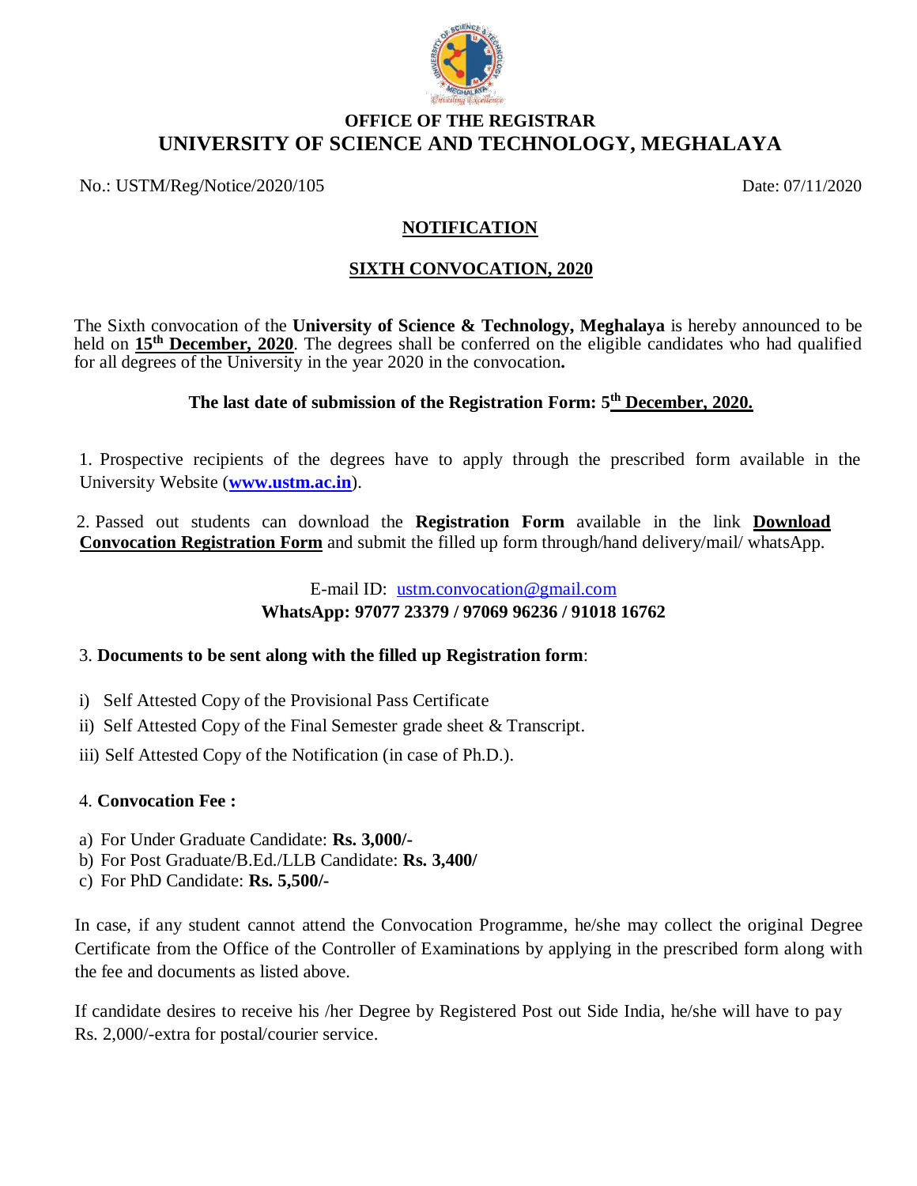# OFFICE OF THE REGISTRAR
# UNIVERSITY OF SCIENCE AND TECHNOLOGY, MEGHALAYA

No.: USTM/Reg/Notice/2020/105 Date: 07/11/2020

## NOTIFICATION

## SIXTH CONVOCATION, 2020

The Sixth convocation of the **University of Science & Technology, Meghalaya** is hereby announced to be held on **15th December, 2020**. The degrees shall be conferred on the eligible candidates who had qualified for all degrees of the University in the year 2020 in the convocation**.**

**The last date of submission of the Registration Form: 5th December, 2020.**

1. Prospective recipients of the degrees have to apply through the prescribed form available in the University Website (**www.ustm.ac.in**).

2. Passed out students can download the **Registration Form** available in the link **Download Convocation Registration Form** and submit the filled up form through/hand delivery/mail/ whatsApp.

E-mail ID: ustm.convocation@gmail.com
**WhatsApp: 97077 23379 / 97069 96236 / 91018 16762**

3. **Documents to be sent along with the filled up Registration form**:

i) Self Attested Copy of the Provisional Pass Certificate

ii) Self Attested Copy of the Final Semester grade sheet & Transcript.

iii) Self Attested Copy of the Notification (in case of Ph.D.).

4. **Convocation Fee :**

a) For Under Graduate Candidate: **Rs. 3,000/-**
b) For Post Graduate/B.Ed./LLB Candidate: **Rs. 3,400/**
c) For PhD Candidate: **Rs. 5,500/-**

In case, if any student cannot attend the Convocation Programme, he/she may collect the original Degree Certificate from the Office of the Controller of Examinations by applying in the prescribed form along with the fee and documents as listed above.

If candidate desires to receive his /her Degree by Registered Post out Side India, he/she will have to pay Rs. 2,000/-extra for postal/courier service.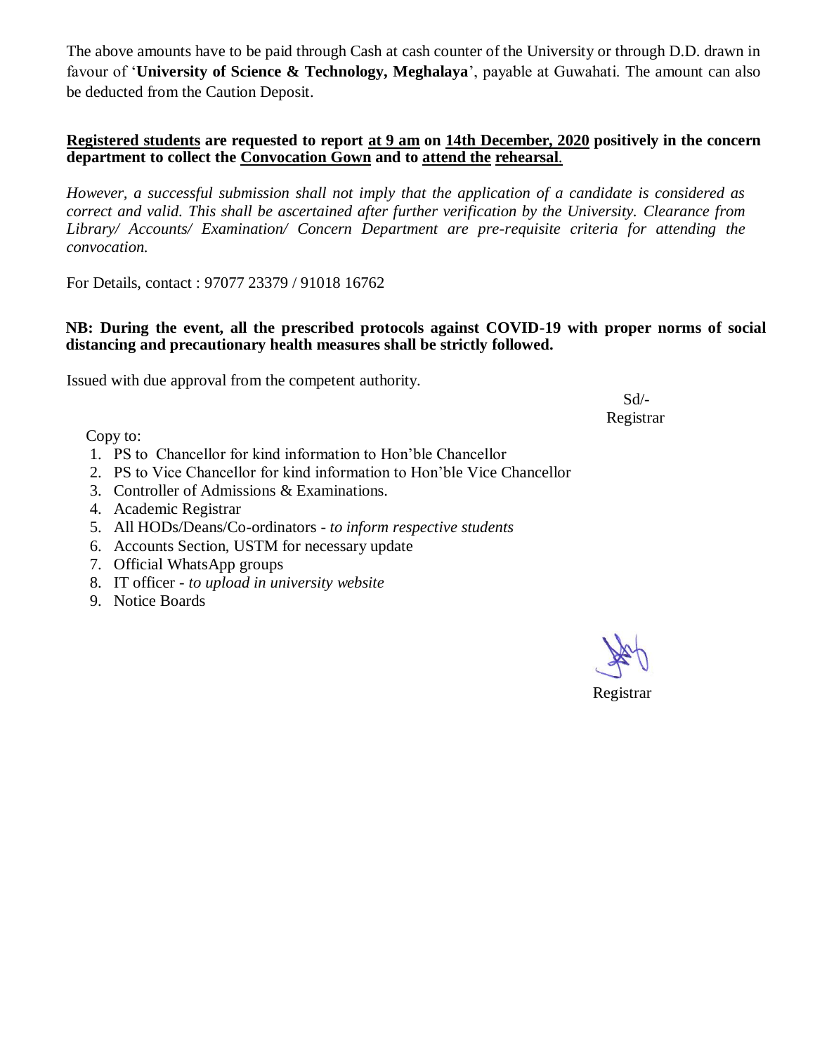The above amounts have to be paid through Cash at cash counter of the University or through D.D. drawn in favour of '**University of Science & Technology, Meghalaya**', payable at Guwahati. The amount can also be deducted from the Caution Deposit.

**Registered students are requested to report at 9 am on 14th December, 2020 positively in the concern department to collect the Convocation Gown and to attend the rehearsal.**

*However, a successful submission shall not imply that the application of a candidate is considered as correct and valid. This shall be ascertained after further verification by the University. Clearance from Library/ Accounts/ Examination/ Concern Department are pre-requisite criteria for attending the convocation.*

For Details, contact : 97077 23379 / 91018 16762

**NB: During the event, all the prescribed protocols against COVID-19 with proper norms of social distancing and precautionary health measures shall be strictly followed.**

Issued with due approval from the competent authority.

Sd/-
Registrar

Copy to:

1. PS to Chancellor for kind information to Hon'ble Chancellor
2. PS to Vice Chancellor for kind information to Hon'ble Vice Chancellor
3. Controller of Admissions & Examinations.
4. Academic Registrar
5. All HODs/Deans/Co-ordinators - *to inform respective students*
6. Accounts Section, USTM for necessary update
7. Official WhatsApp groups
8. IT officer - *to upload in university website*
9. Notice Boards

Registrar